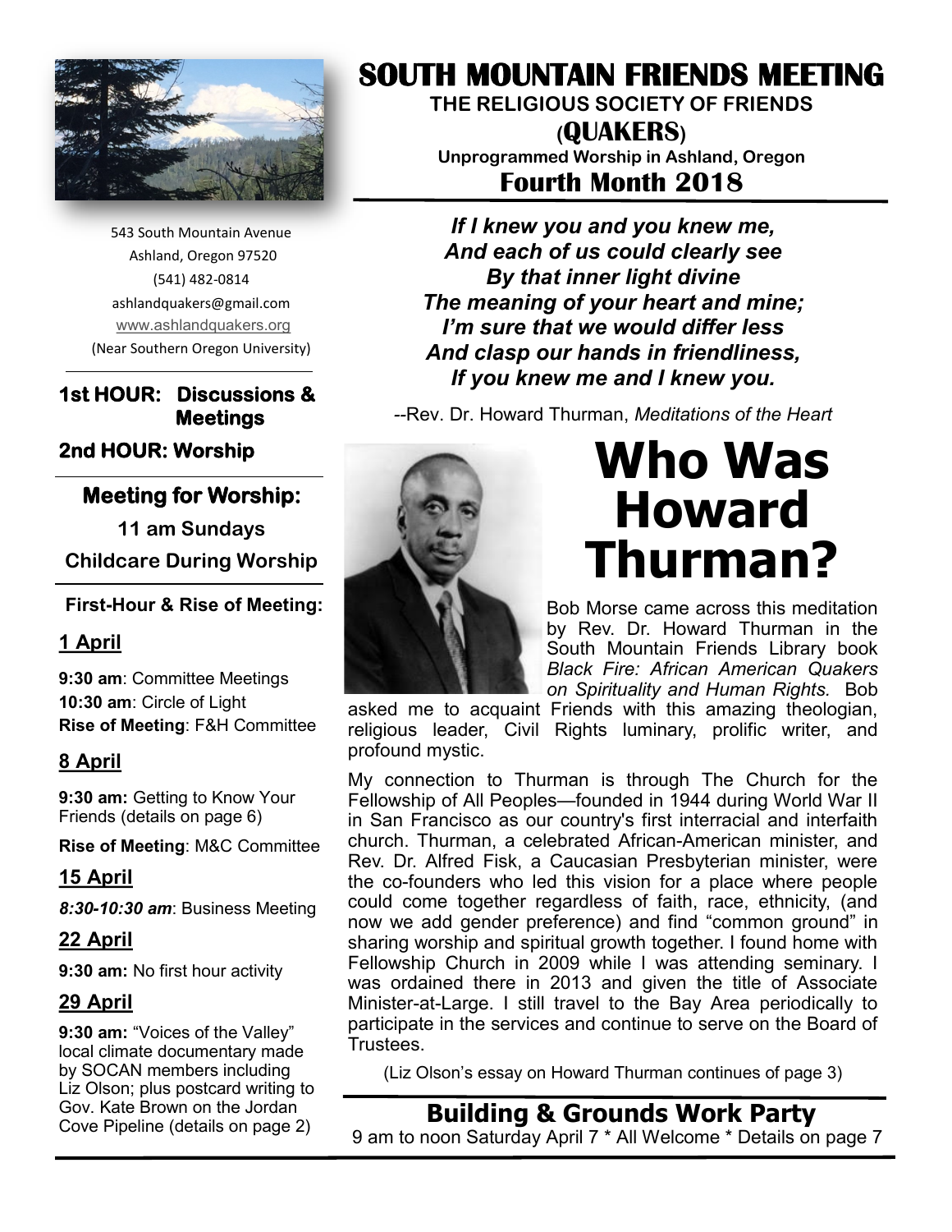# SOUTH MOUNTAIN FRIENDS MEETING

**THE RELIGIOUS SOCIETY OF FRIENDS**

**(QUAKERS)**

**Unprogrammed Worship in Ashland, Oregon**

## Fourth Month 2018

543 South Mountain Avenue
Ashland, Oregon 97520
(541) 482-0814
ashlandquakers@gmail.com
www.ashlandquakers.org
(Near Southern Oregon University)

**1st HOUR: Discussions & Meetings**

**2nd HOUR: Worship**

### Meeting for Worship:

**11 am Sundays**

**Childcare During Worship**

**First-Hour & Rise of Meeting:**

**1 April**

**9:30 am**: Committee Meetings
**10:30 am**: Circle of Light
**Rise of Meeting**: F&H Committee

**8 April**

**9:30 am:** Getting to Know Your Friends (details on page 6)

**Rise of Meeting**: M&C Committee

**15 April**

***8:30-10:30 am***: Business Meeting

**22 April**

**9:30 am:** No first hour activity

**29 April**

**9:30 am:** "Voices of the Valley" local climate documentary made by SOCAN members including Liz Olson; plus postcard writing to Gov. Kate Brown on the Jordan Cove Pipeline (details on page 2)

***If I knew you and you knew me,***
***And each of us could clearly see***
***By that inner light divine***
***The meaning of your heart and mine;***
***I'm sure that we would differ less***
***And clasp our hands in friendliness,***
***If you knew me and I knew you.***

--Rev. Dr. Howard Thurman, *Meditations of the Heart*

# Who Was Howard Thurman?

Bob Morse came across this meditation by Rev. Dr. Howard Thurman in the South Mountain Friends Library book *Black Fire: African American Quakers on Spirituality and Human Rights.* Bob asked me to acquaint Friends with this amazing theologian, religious leader, Civil Rights luminary, prolific writer, and profound mystic.

My connection to Thurman is through The Church for the Fellowship of All Peoples—founded in 1944 during World War II in San Francisco as our country's first interracial and interfaith church. Thurman, a celebrated African-American minister, and Rev. Dr. Alfred Fisk, a Caucasian Presbyterian minister, were the co-founders who led this vision for a place where people could come together regardless of faith, race, ethnicity, (and now we add gender preference) and find "common ground" in sharing worship and spiritual growth together. I found home with Fellowship Church in 2009 while I was attending seminary. I was ordained there in 2013 and given the title of Associate Minister-at-Large. I still travel to the Bay Area periodically to participate in the services and continue to serve on the Board of Trustees.

(Liz Olson's essay on Howard Thurman continues of page 3)

## Building & Grounds Work Party

9 am to noon Saturday April 7 * All Welcome * Details on page 7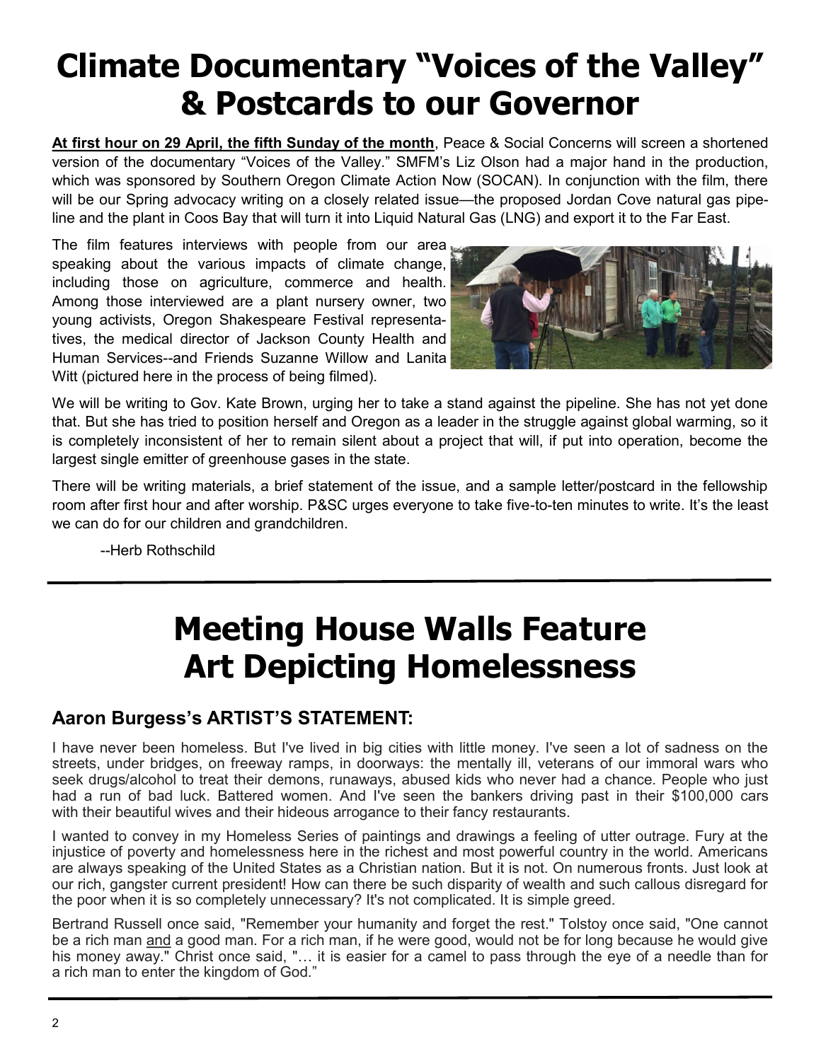# Climate Documentary "Voices of the Valley" & Postcards to our Governor

**At first hour on 29 April, the fifth Sunday of the month**, Peace & Social Concerns will screen a shortened version of the documentary "Voices of the Valley." SMFM's Liz Olson had a major hand in the production, which was sponsored by Southern Oregon Climate Action Now (SOCAN). In conjunction with the film, there will be our Spring advocacy writing on a closely related issue—the proposed Jordan Cove natural gas pipeline and the plant in Coos Bay that will turn it into Liquid Natural Gas (LNG) and export it to the Far East.

The film features interviews with people from our area speaking about the various impacts of climate change, including those on agriculture, commerce and health. Among those interviewed are a plant nursery owner, two young activists, Oregon Shakespeare Festival representatives, the medical director of Jackson County Health and Human Services--and Friends Suzanne Willow and Lanita Witt (pictured here in the process of being filmed).

We will be writing to Gov. Kate Brown, urging her to take a stand against the pipeline. She has not yet done that. But she has tried to position herself and Oregon as a leader in the struggle against global warming, so it is completely inconsistent of her to remain silent about a project that will, if put into operation, become the largest single emitter of greenhouse gases in the state.

There will be writing materials, a brief statement of the issue, and a sample letter/postcard in the fellowship room after first hour and after worship. P&SC urges everyone to take five-to-ten minutes to write. It's the least we can do for our children and grandchildren.

--Herb Rothschild

---

# Meeting House Walls Feature Art Depicting Homelessness

## Aaron Burgess's ARTIST'S STATEMENT:

I have never been homeless. But I've lived in big cities with little money. I've seen a lot of sadness on the streets, under bridges, on freeway ramps, in doorways: the mentally ill, veterans of our immoral wars who seek drugs/alcohol to treat their demons, runaways, abused kids who never had a chance. People who just had a run of bad luck. Battered women. And I've seen the bankers driving past in their $100,000 cars with their beautiful wives and their hideous arrogance to their fancy restaurants.

I wanted to convey in my Homeless Series of paintings and drawings a feeling of utter outrage. Fury at the injustice of poverty and homelessness here in the richest and most powerful country in the world. Americans are always speaking of the United States as a Christian nation. But it is not. On numerous fronts. Just look at our rich, gangster current president! How can there be such disparity of wealth and such callous disregard for the poor when it is so completely unnecessary? It's not complicated. It is simple greed.

Bertrand Russell once said, "Remember your humanity and forget the rest." Tolstoy once said, "One cannot be a rich man and a good man. For a rich man, if he were good, would not be for long because he would give his money away." Christ once said, "… it is easier for a camel to pass through the eye of a needle than for a rich man to enter the kingdom of God."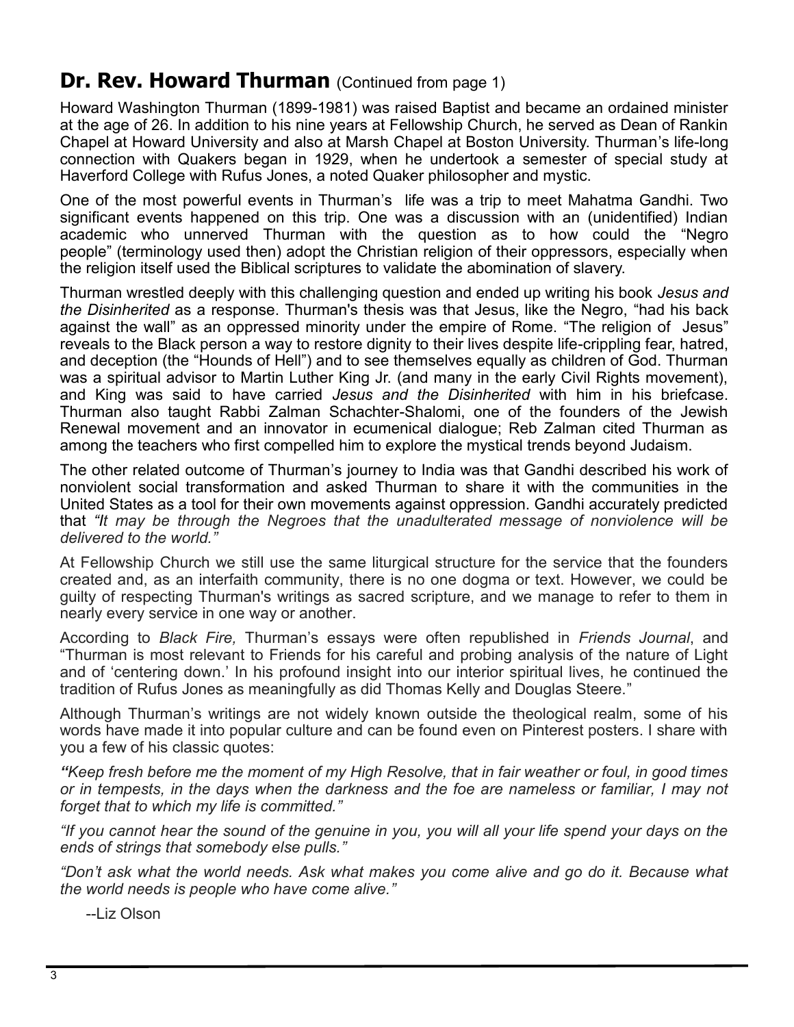## **Dr. Rev. Howard Thurman** (Continued from page 1)

Howard Washington Thurman (1899-1981) was raised Baptist and became an ordained minister at the age of 26. In addition to his nine years at Fellowship Church, he served as Dean of Rankin Chapel at Howard University and also at Marsh Chapel at Boston University. Thurman's life-long connection with Quakers began in 1929, when he undertook a semester of special study at Haverford College with Rufus Jones, a noted Quaker philosopher and mystic.

One of the most powerful events in Thurman's life was a trip to meet Mahatma Gandhi. Two significant events happened on this trip. One was a discussion with an (unidentified) Indian academic who unnerved Thurman with the question as to how could the "Negro people" (terminology used then) adopt the Christian religion of their oppressors, especially when the religion itself used the Biblical scriptures to validate the abomination of slavery.

Thurman wrestled deeply with this challenging question and ended up writing his book *Jesus and the Disinherited* as a response. Thurman's thesis was that Jesus, like the Negro, "had his back against the wall" as an oppressed minority under the empire of Rome. "The religion of Jesus" reveals to the Black person a way to restore dignity to their lives despite life-crippling fear, hatred, and deception (the "Hounds of Hell") and to see themselves equally as children of God. Thurman was a spiritual advisor to Martin Luther King Jr. (and many in the early Civil Rights movement), and King was said to have carried *Jesus and the Disinherited* with him in his briefcase. Thurman also taught Rabbi Zalman Schachter-Shalomi, one of the founders of the Jewish Renewal movement and an innovator in ecumenical dialogue; Reb Zalman cited Thurman as among the teachers who first compelled him to explore the mystical trends beyond Judaism.

The other related outcome of Thurman's journey to India was that Gandhi described his work of nonviolent social transformation and asked Thurman to share it with the communities in the United States as a tool for their own movements against oppression. Gandhi accurately predicted that *"It may be through the Negroes that the unadulterated message of nonviolence will be delivered to the world."*

At Fellowship Church we still use the same liturgical structure for the service that the founders created and, as an interfaith community, there is no one dogma or text. However, we could be guilty of respecting Thurman's writings as sacred scripture, and we manage to refer to them in nearly every service in one way or another.

According to *Black Fire,* Thurman's essays were often republished in *Friends Journal*, and "Thurman is most relevant to Friends for his careful and probing analysis of the nature of Light and of 'centering down.' In his profound insight into our interior spiritual lives, he continued the tradition of Rufus Jones as meaningfully as did Thomas Kelly and Douglas Steere."

Although Thurman's writings are not widely known outside the theological realm, some of his words have made it into popular culture and can be found even on Pinterest posters. I share with you a few of his classic quotes:

*"Keep fresh before me the moment of my High Resolve, that in fair weather or foul, in good times or in tempests, in the days when the darkness and the foe are nameless or familiar, I may not forget that to which my life is committed."*

*"If you cannot hear the sound of the genuine in you, you will all your life spend your days on the ends of strings that somebody else pulls."*

*"Don't ask what the world needs. Ask what makes you come alive and go do it. Because what the world needs is people who have come alive."*

--Liz Olson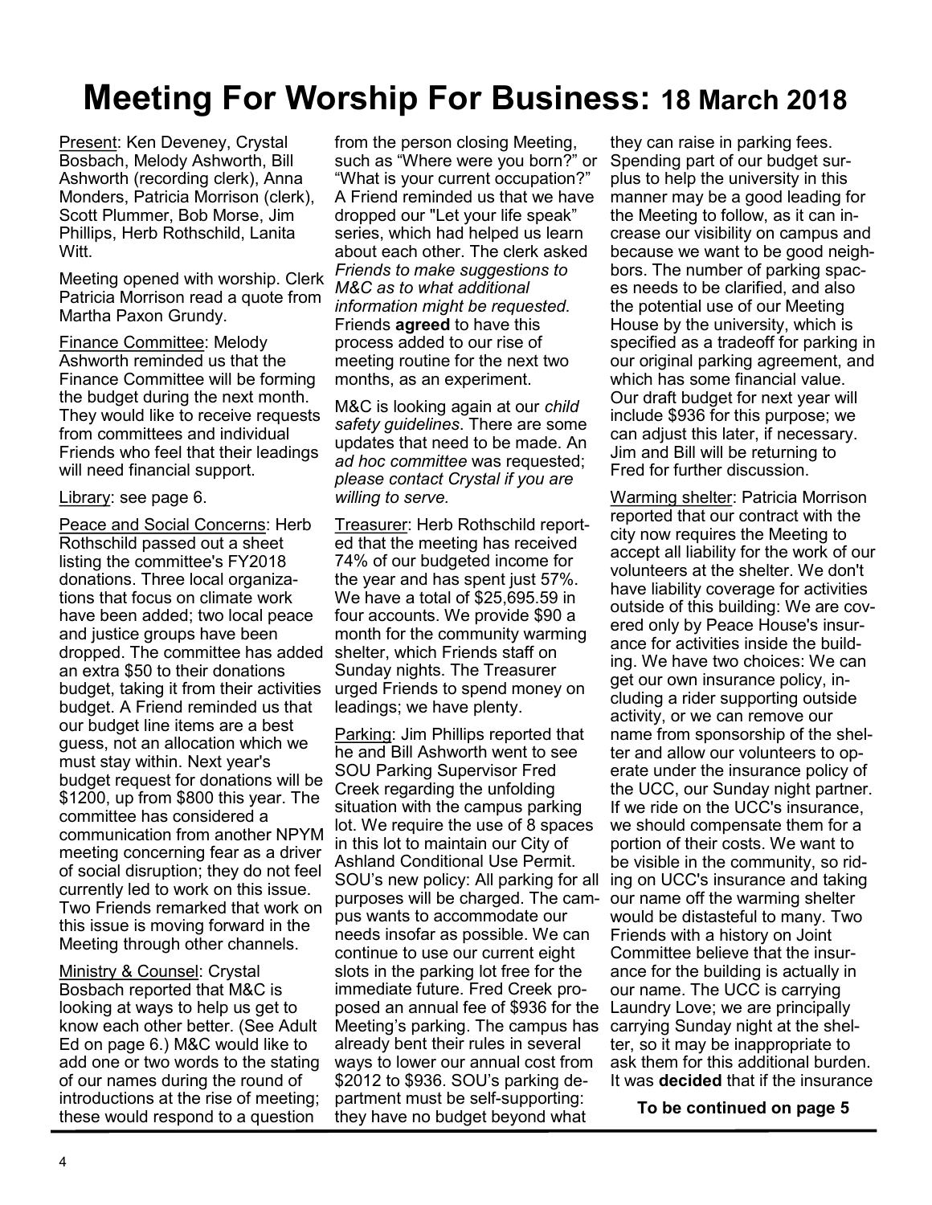# Meeting For Worship For Business: 18 March 2018

Present: Ken Deveney, Crystal Bosbach, Melody Ashworth, Bill Ashworth (recording clerk), Anna Monders, Patricia Morrison (clerk), Scott Plummer, Bob Morse, Jim Phillips, Herb Rothschild, Lanita Witt.

Meeting opened with worship. Clerk Patricia Morrison read a quote from Martha Paxon Grundy.

Finance Committee: Melody Ashworth reminded us that the Finance Committee will be forming the budget during the next month. They would like to receive requests from committees and individual Friends who feel that their leadings will need financial support.

Library: see page 6.

Peace and Social Concerns: Herb Rothschild passed out a sheet listing the committee's FY2018 donations. Three local organizations that focus on climate work have been added; two local peace and justice groups have been dropped. The committee has added an extra $50 to their donations budget, taking it from their activities budget. A Friend reminded us that our budget line items are a best guess, not an allocation which we must stay within. Next year's budget request for donations will be $1200, up from $800 this year. The committee has considered a communication from another NPYM meeting concerning fear as a driver of social disruption; they do not feel currently led to work on this issue. Two Friends remarked that work on this issue is moving forward in the Meeting through other channels.

Ministry & Counsel: Crystal Bosbach reported that M&C is looking at ways to help us get to know each other better. (See Adult Ed on page 6.) M&C would like to add one or two words to the stating of our names during the round of introductions at the rise of meeting; these would respond to a question from the person closing Meeting, such as "Where were you born?" or "What is your current occupation?" A Friend reminded us that we have dropped our "Let your life speak" series, which had helped us learn about each other. The clerk asked *Friends to make suggestions to M&C as to what additional information might be requested*. Friends **agreed** to have this process added to our rise of meeting routine for the next two months, as an experiment.

M&C is looking again at our *child safety guidelines*. There are some updates that need to be made. An *ad hoc committee* was requested; *please contact Crystal if you are willing to serve.*

Treasurer: Herb Rothschild reported that the meeting has received 74% of our budgeted income for the year and has spent just 57%. We have a total of $25,695.59 in four accounts. We provide $90 a month for the community warming shelter, which Friends staff on Sunday nights. The Treasurer urged Friends to spend money on leadings; we have plenty.

Parking: Jim Phillips reported that he and Bill Ashworth went to see SOU Parking Supervisor Fred Creek regarding the unfolding situation with the campus parking lot. We require the use of 8 spaces in this lot to maintain our City of Ashland Conditional Use Permit. SOU's new policy: All parking for all purposes will be charged. The campus wants to accommodate our needs insofar as possible. We can continue to use our current eight slots in the parking lot free for the immediate future. Fred Creek proposed an annual fee of $936 for the Meeting's parking. The campus has already bent their rules in several ways to lower our annual cost from $2012 to $936. SOU's parking department must be self-supporting: they have no budget beyond what they can raise in parking fees. Spending part of our budget surplus to help the university in this manner may be a good leading for the Meeting to follow, as it can increase our visibility on campus and because we want to be good neighbors. The number of parking spaces needs to be clarified, and also the potential use of our Meeting House by the university, which is specified as a tradeoff for parking in our original parking agreement, and which has some financial value. Our draft budget for next year will include $936 for this purpose; we can adjust this later, if necessary. Jim and Bill will be returning to Fred for further discussion.

Warming shelter: Patricia Morrison reported that our contract with the city now requires the Meeting to accept all liability for the work of our volunteers at the shelter. We don't have liability coverage for activities outside of this building: We are covered only by Peace House's insurance for activities inside the building. We have two choices: We can get our own insurance policy, including a rider supporting outside activity, or we can remove our name from sponsorship of the shelter and allow our volunteers to operate under the insurance policy of the UCC, our Sunday night partner. If we ride on the UCC's insurance, we should compensate them for a portion of their costs. We want to be visible in the community, so riding on UCC's insurance and taking our name off the warming shelter would be distasteful to many. Two Friends with a history on Joint Committee believe that the insurance for the building is actually in our name. The UCC is carrying Laundry Love; we are principally carrying Sunday night at the shelter, so it may be inappropriate to ask them for this additional burden. It was **decided** that if the insurance

**To be continued on page 5**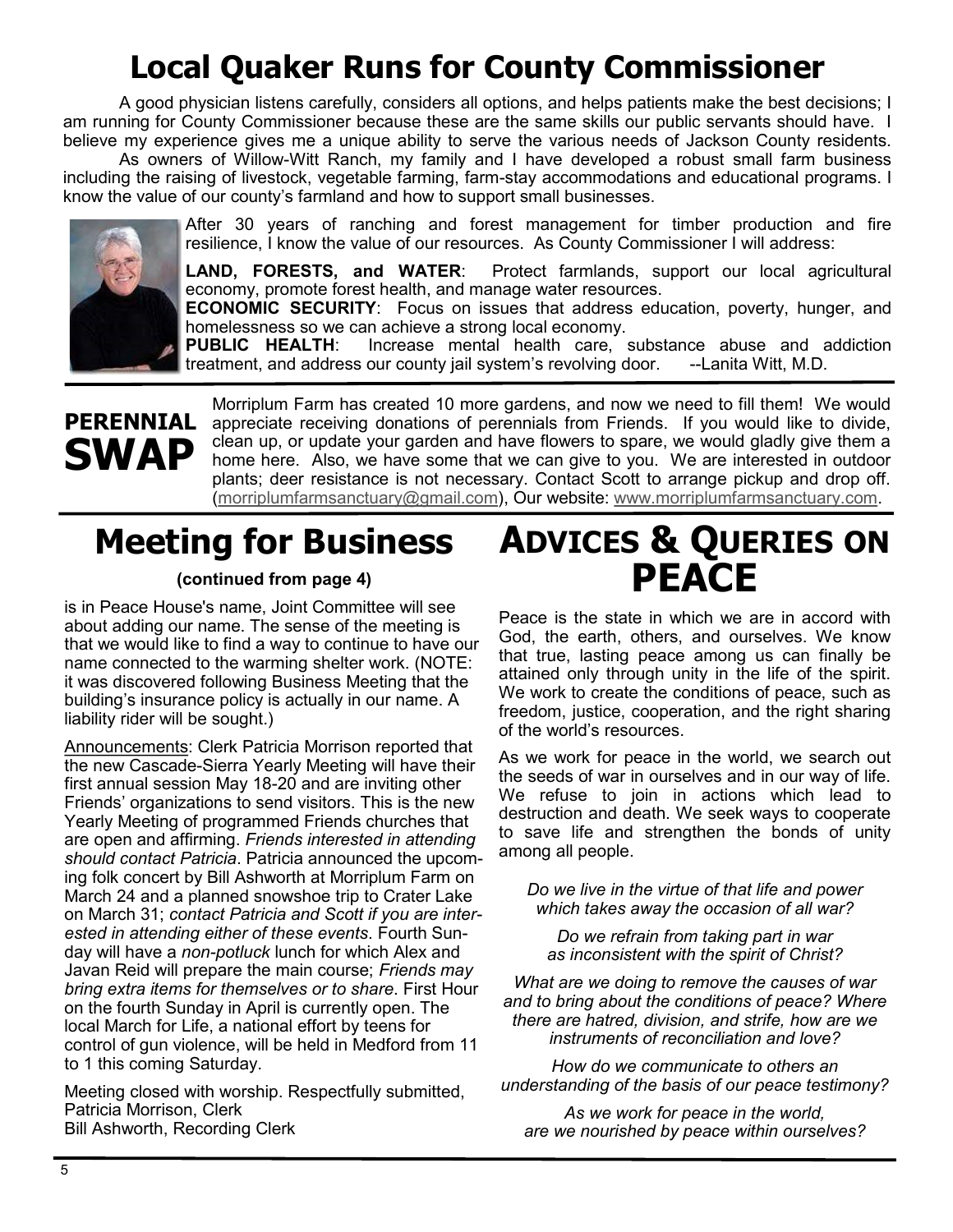# Local Quaker Runs for County Commissioner

A good physician listens carefully, considers all options, and helps patients make the best decisions; I am running for County Commissioner because these are the same skills our public servants should have. I believe my experience gives me a unique ability to serve the various needs of Jackson County residents.

As owners of Willow-Witt Ranch, my family and I have developed a robust small farm business including the raising of livestock, vegetable farming, farm-stay accommodations and educational programs. I know the value of our county's farmland and how to support small businesses.

After 30 years of ranching and forest management for timber production and fire resilience, I know the value of our resources. As County Commissioner I will address:

**LAND, FORESTS, and WATER**: Protect farmlands, support our local agricultural economy, promote forest health, and manage water resources.

**ECONOMIC SECURITY**: Focus on issues that address education, poverty, hunger, and homelessness so we can achieve a strong local economy.

**PUBLIC HEALTH**: Increase mental health care, substance abuse and addiction treatment, and address our county jail system's revolving door. --Lanita Witt, M.D.

---

## PERENNIAL SWAP

Morriplum Farm has created 10 more gardens, and now we need to fill them! We would appreciate receiving donations of perennials from Friends. If you would like to divide, clean up, or update your garden and have flowers to spare, we would gladly give them a home here. Also, we have some that we can give to you. We are interested in outdoor plants; deer resistance is not necessary. Contact Scott to arrange pickup and drop off. (morriplumfarmsanctuary@gmail.com), Our website: www.morriplumfarmsanctuary.com.

---

# Meeting for Business

**(continued from page 4)**

is in Peace House's name, Joint Committee will see about adding our name. The sense of the meeting is that we would like to find a way to continue to have our name connected to the warming shelter work. (NOTE: it was discovered following Business Meeting that the building's insurance policy is actually in our name. A liability rider will be sought.)

Announcements: Clerk Patricia Morrison reported that the new Cascade-Sierra Yearly Meeting will have their first annual session May 18-20 and are inviting other Friends' organizations to send visitors. This is the new Yearly Meeting of programmed Friends churches that are open and affirming. *Friends interested in attending should contact Patricia*. Patricia announced the upcoming folk concert by Bill Ashworth at Morriplum Farm on March 24 and a planned snowshoe trip to Crater Lake on March 31; *contact Patricia and Scott if you are interested in attending either of these events*. Fourth Sunday will have a *non-potluck* lunch for which Alex and Javan Reid will prepare the main course; *Friends may bring extra items for themselves or to share*. First Hour on the fourth Sunday in April is currently open. The local March for Life, a national effort by teens for control of gun violence, will be held in Medford from 11 to 1 this coming Saturday.

Meeting closed with worship. Respectfully submitted,
Patricia Morrison, Clerk
Bill Ashworth, Recording Clerk

# ADVICES & QUERIES ON PEACE

Peace is the state in which we are in accord with God, the earth, others, and ourselves. We know that true, lasting peace among us can finally be attained only through unity in the life of the spirit. We work to create the conditions of peace, such as freedom, justice, cooperation, and the right sharing of the world's resources.

As we work for peace in the world, we search out the seeds of war in ourselves and in our way of life. We refuse to join in actions which lead to destruction and death. We seek ways to cooperate to save life and strengthen the bonds of unity among all people.

*Do we live in the virtue of that life and power which takes away the occasion of all war?*

*Do we refrain from taking part in war as inconsistent with the spirit of Christ?*

*What are we doing to remove the causes of war and to bring about the conditions of peace? Where there are hatred, division, and strife, how are we instruments of reconciliation and love?*

*How do we communicate to others an understanding of the basis of our peace testimony?*

*As we work for peace in the world, are we nourished by peace within ourselves?*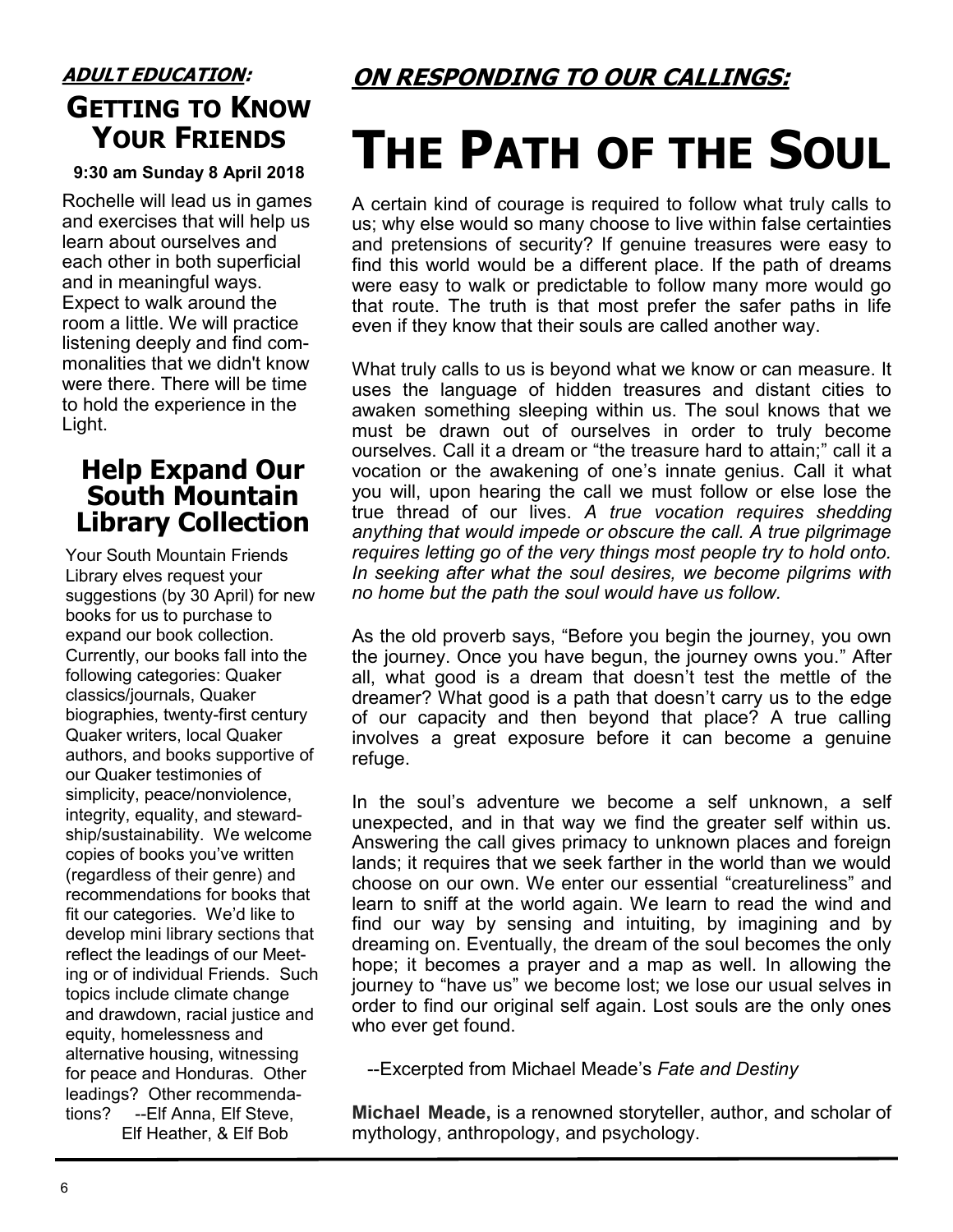***ADULT EDUCATION:***

## GETTING TO KNOW YOUR FRIENDS

**9:30 am Sunday 8 April 2018**

Rochelle will lead us in games and exercises that will help us learn about ourselves and each other in both superficial and in meaningful ways. Expect to walk around the room a little. We will practice listening deeply and find commonalities that we didn't know were there. There will be time to hold the experience in the Light.

## Help Expand Our South Mountain Library Collection

Your South Mountain Friends Library elves request your suggestions (by 30 April) for new books for us to purchase to expand our book collection. Currently, our books fall into the following categories: Quaker classics/journals, Quaker biographies, twenty-first century Quaker writers, local Quaker authors, and books supportive of our Quaker testimonies of simplicity, peace/nonviolence, integrity, equality, and stewardship/sustainability. We welcome copies of books you've written (regardless of their genre) and recommendations for books that fit our categories. We'd like to develop mini library sections that reflect the leadings of our Meeting or of individual Friends. Such topics include climate change and drawdown, racial justice and equity, homelessness and alternative housing, witnessing for peace and Honduras. Other leadings? Other recommendations? --Elf Anna, Elf Steve, Elf Heather, & Elf Bob

***ON RESPONDING TO OUR CALLINGS:***

# THE PATH OF THE SOUL

A certain kind of courage is required to follow what truly calls to us; why else would so many choose to live within false certainties and pretensions of security? If genuine treasures were easy to find this world would be a different place. If the path of dreams were easy to walk or predictable to follow many more would go that route. The truth is that most prefer the safer paths in life even if they know that their souls are called another way.

What truly calls to us is beyond what we know or can measure. It uses the language of hidden treasures and distant cities to awaken something sleeping within us. The soul knows that we must be drawn out of ourselves in order to truly become ourselves. Call it a dream or "the treasure hard to attain;" call it a vocation or the awakening of one's innate genius. Call it what you will, upon hearing the call we must follow or else lose the true thread of our lives. *A true vocation requires shedding anything that would impede or obscure the call. A true pilgrimage requires letting go of the very things most people try to hold onto. In seeking after what the soul desires, we become pilgrims with no home but the path the soul would have us follow.*

As the old proverb says, "Before you begin the journey, you own the journey. Once you have begun, the journey owns you." After all, what good is a dream that doesn't test the mettle of the dreamer? What good is a path that doesn't carry us to the edge of our capacity and then beyond that place? A true calling involves a great exposure before it can become a genuine refuge.

In the soul's adventure we become a self unknown, a self unexpected, and in that way we find the greater self within us. Answering the call gives primacy to unknown places and foreign lands; it requires that we seek farther in the world than we would choose on our own. We enter our essential "creatureliness" and learn to sniff at the world again. We learn to read the wind and find our way by sensing and intuiting, by imagining and by dreaming on. Eventually, the dream of the soul becomes the only hope; it becomes a prayer and a map as well. In allowing the journey to "have us" we become lost; we lose our usual selves in order to find our original self again. Lost souls are the only ones who ever get found.

--Excerpted from Michael Meade's *Fate and Destiny*

**Michael Meade,** is a renowned storyteller, author, and scholar of mythology, anthropology, and psychology.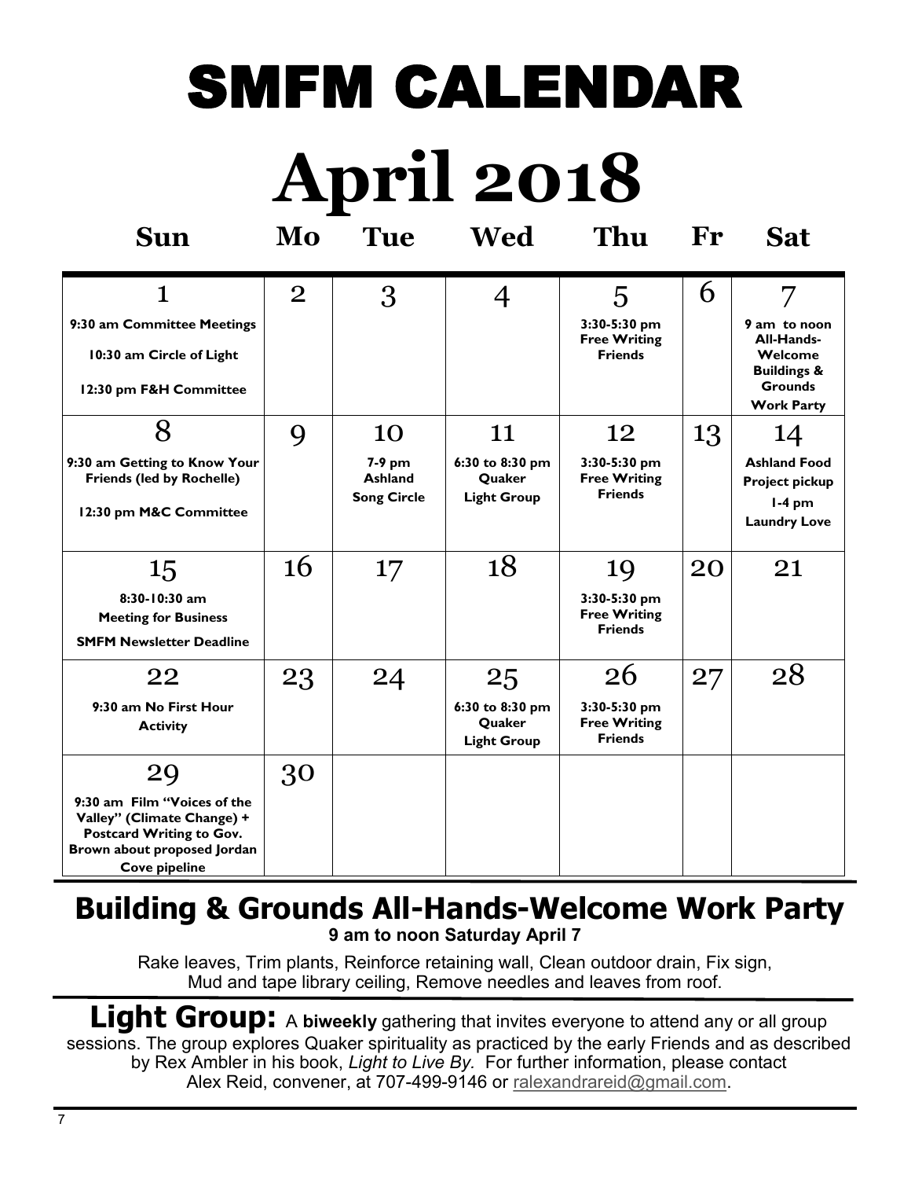# SMFM CALENDAR

# April 2018

| Sun | Mo | Tue | Wed | Thu | Fr | Sat |
|---|---|---|---|---|---|---|
| 1<br>9:30 am Committee Meetings<br>10:30 am Circle of Light<br>12:30 pm F&H Committee | 2 | 3 | 4 | 5<br>3:30-5:30 pm Free Writing Friends | 6 | 7<br>9 am to noon All-Hands-Welcome Buildings & Grounds Work Party |
| 8<br>9:30 am Getting to Know Your Friends (led by Rochelle)<br>12:30 pm M&C Committee | 9 | 10<br>7-9 pm Ashland Song Circle | 11<br>6:30 to 8:30 pm Quaker Light Group | 12<br>3:30-5:30 pm Free Writing Friends | 13 | 14<br>Ashland Food Project pickup<br>1-4 pm Laundry Love |
| 15<br>8:30-10:30 am Meeting for Business<br>SMFM Newsletter Deadline | 16 | 17 | 18 | 19<br>3:30-5:30 pm Free Writing Friends | 20 | 21 |
| 22<br>9:30 am No First Hour Activity | 23 | 24 | 25<br>6:30 to 8:30 pm Quaker Light Group | 26<br>3:30-5:30 pm Free Writing Friends | 27 | 28 |
| 29<br>9:30 am Film "Voices of the Valley" (Climate Change) + Postcard Writing to Gov. Brown about proposed Jordan Cove pipeline | 30 | | | | | |

## Building & Grounds All-Hands-Welcome Work Party

**9 am to noon Saturday April 7**

Rake leaves, Trim plants, Reinforce retaining wall, Clean outdoor drain, Fix sign, Mud and tape library ceiling, Remove needles and leaves from roof.

**Light Group:** A **biweekly** gathering that invites everyone to attend any or all group sessions. The group explores Quaker spirituality as practiced by the early Friends and as described by Rex Ambler in his book, *Light to Live By.* For further information, please contact Alex Reid, convener, at 707-499-9146 or ralexandrareid@gmail.com.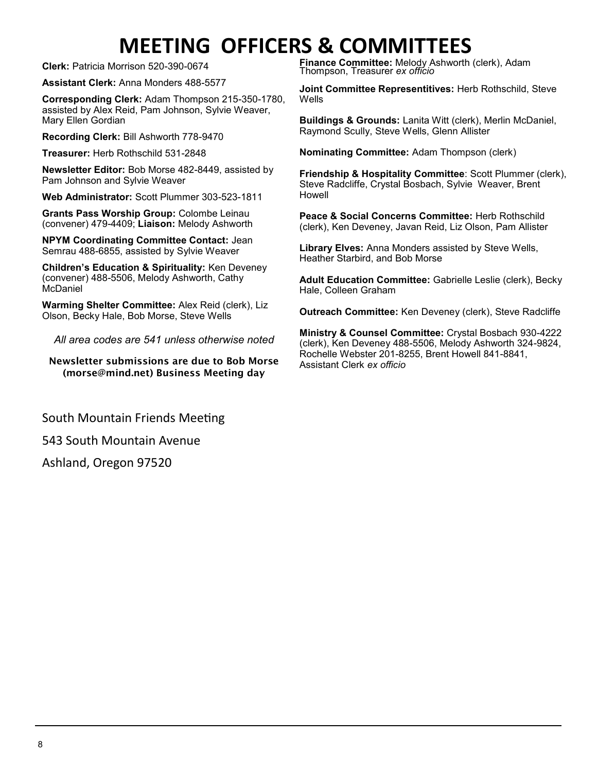# MEETING OFFICERS & COMMITTEES

**Clerk:** Patricia Morrison 520-390-0674

**Assistant Clerk:** Anna Monders 488-5577

**Corresponding Clerk:** Adam Thompson 215-350-1780, assisted by Alex Reid, Pam Johnson, Sylvie Weaver, Mary Ellen Gordian

**Recording Clerk:** Bill Ashworth 778-9470

**Treasurer:** Herb Rothschild 531-2848

**Newsletter Editor:** Bob Morse 482-8449, assisted by Pam Johnson and Sylvie Weaver

**Web Administrator:** Scott Plummer 303-523-1811

**Grants Pass Worship Group:** Colombe Leinau (convener) 479-4409; **Liaison:** Melody Ashworth

**NPYM Coordinating Committee Contact:** Jean Semrau 488-6855, assisted by Sylvie Weaver

**Children's Education & Spirituality:** Ken Deveney (convener) 488-5506, Melody Ashworth, Cathy McDaniel

**Warming Shelter Committee:** Alex Reid (clerk), Liz Olson, Becky Hale, Bob Morse, Steve Wells

*All area codes are 541 unless otherwise noted*

**Newsletter submissions are due to Bob Morse (morse@mind.net) Business Meeting day**

**Finance Committee:** Melody Ashworth (clerk), Adam Thompson, Treasurer *ex officio*

**Joint Committee Representitives:** Herb Rothschild, Steve Wells

**Buildings & Grounds:** Lanita Witt (clerk), Merlin McDaniel, Raymond Scully, Steve Wells, Glenn Allister

**Nominating Committee:** Adam Thompson (clerk)

**Friendship & Hospitality Committee**: Scott Plummer (clerk), Steve Radcliffe, Crystal Bosbach, Sylvie Weaver, Brent Howell

**Peace & Social Concerns Committee:** Herb Rothschild (clerk), Ken Deveney, Javan Reid, Liz Olson, Pam Allister

**Library Elves:** Anna Monders assisted by Steve Wells, Heather Starbird, and Bob Morse

**Adult Education Committee:** Gabrielle Leslie (clerk), Becky Hale, Colleen Graham

**Outreach Committee:** Ken Deveney (clerk), Steve Radcliffe

**Ministry & Counsel Committee:** Crystal Bosbach 930-4222 (clerk), Ken Deveney 488-5506, Melody Ashworth 324-9824, Rochelle Webster 201-8255, Brent Howell 841-8841, Assistant Clerk *ex officio*

South Mountain Friends Meeting

543 South Mountain Avenue

Ashland, Oregon 97520